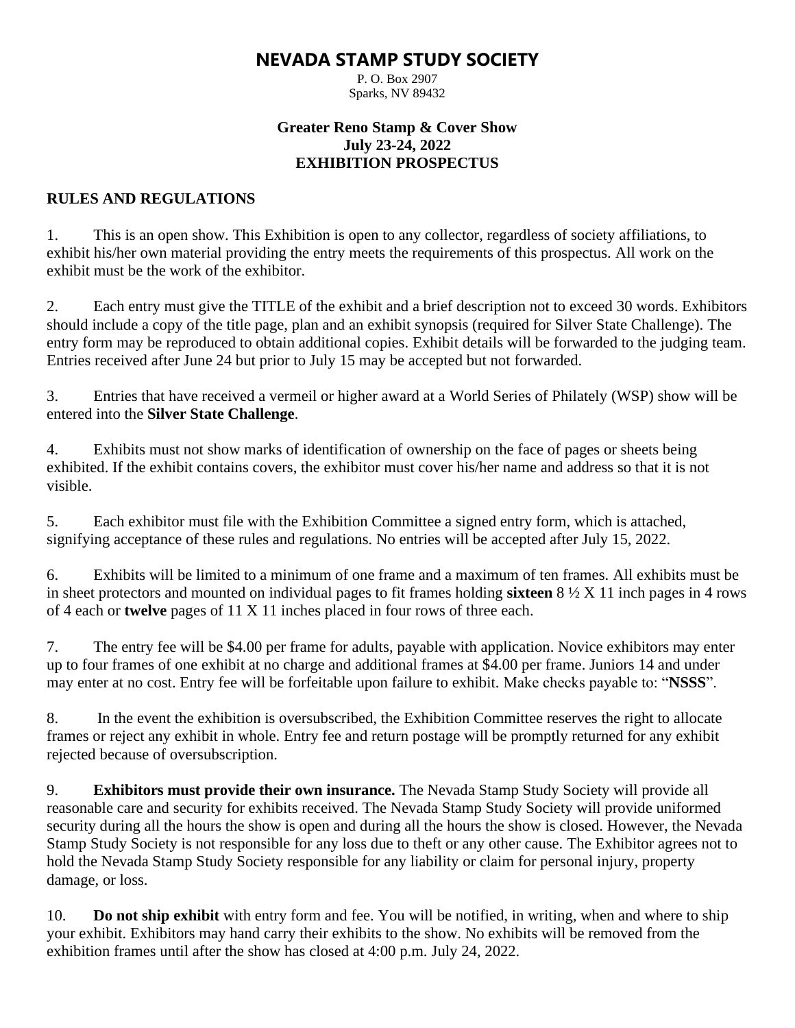# NEVADA STAMP STUDY SOCIETY

P. O. Box 2907
Sparks, NV 89432

**Greater Reno Stamp & Cover Show**
**July 23-24, 2022**
**EXHIBITION PROSPECTUS**

## RULES AND REGULATIONS

1. This is an open show. This Exhibition is open to any collector, regardless of society affiliations, to exhibit his/her own material providing the entry meets the requirements of this prospectus. All work on the exhibit must be the work of the exhibitor.

2. Each entry must give the TITLE of the exhibit and a brief description not to exceed 30 words. Exhibitors should include a copy of the title page, plan and an exhibit synopsis (required for Silver State Challenge). The entry form may be reproduced to obtain additional copies. Exhibit details will be forwarded to the judging team. Entries received after June 24 but prior to July 15 may be accepted but not forwarded.

3. Entries that have received a vermeil or higher award at a World Series of Philately (WSP) show will be entered into the **Silver State Challenge**.

4. Exhibits must not show marks of identification of ownership on the face of pages or sheets being exhibited. If the exhibit contains covers, the exhibitor must cover his/her name and address so that it is not visible.

5. Each exhibitor must file with the Exhibition Committee a signed entry form, which is attached, signifying acceptance of these rules and regulations. No entries will be accepted after July 15, 2022.

6. Exhibits will be limited to a minimum of one frame and a maximum of ten frames. All exhibits must be in sheet protectors and mounted on individual pages to fit frames holding **sixteen** 8 ½ X 11 inch pages in 4 rows of 4 each or **twelve** pages of 11 X 11 inches placed in four rows of three each.

7. The entry fee will be $4.00 per frame for adults, payable with application. Novice exhibitors may enter up to four frames of one exhibit at no charge and additional frames at $4.00 per frame. Juniors 14 and under may enter at no cost. Entry fee will be forfeitable upon failure to exhibit. Make checks payable to: "**NSSS**".

8. In the event the exhibition is oversubscribed, the Exhibition Committee reserves the right to allocate frames or reject any exhibit in whole. Entry fee and return postage will be promptly returned for any exhibit rejected because of oversubscription.

9. **Exhibitors must provide their own insurance.** The Nevada Stamp Study Society will provide all reasonable care and security for exhibits received. The Nevada Stamp Study Society will provide uniformed security during all the hours the show is open and during all the hours the show is closed. However, the Nevada Stamp Study Society is not responsible for any loss due to theft or any other cause. The Exhibitor agrees not to hold the Nevada Stamp Study Society responsible for any liability or claim for personal injury, property damage, or loss.

10. **Do not ship exhibit** with entry form and fee. You will be notified, in writing, when and where to ship your exhibit. Exhibitors may hand carry their exhibits to the show. No exhibits will be removed from the exhibition frames until after the show has closed at 4:00 p.m. July 24, 2022.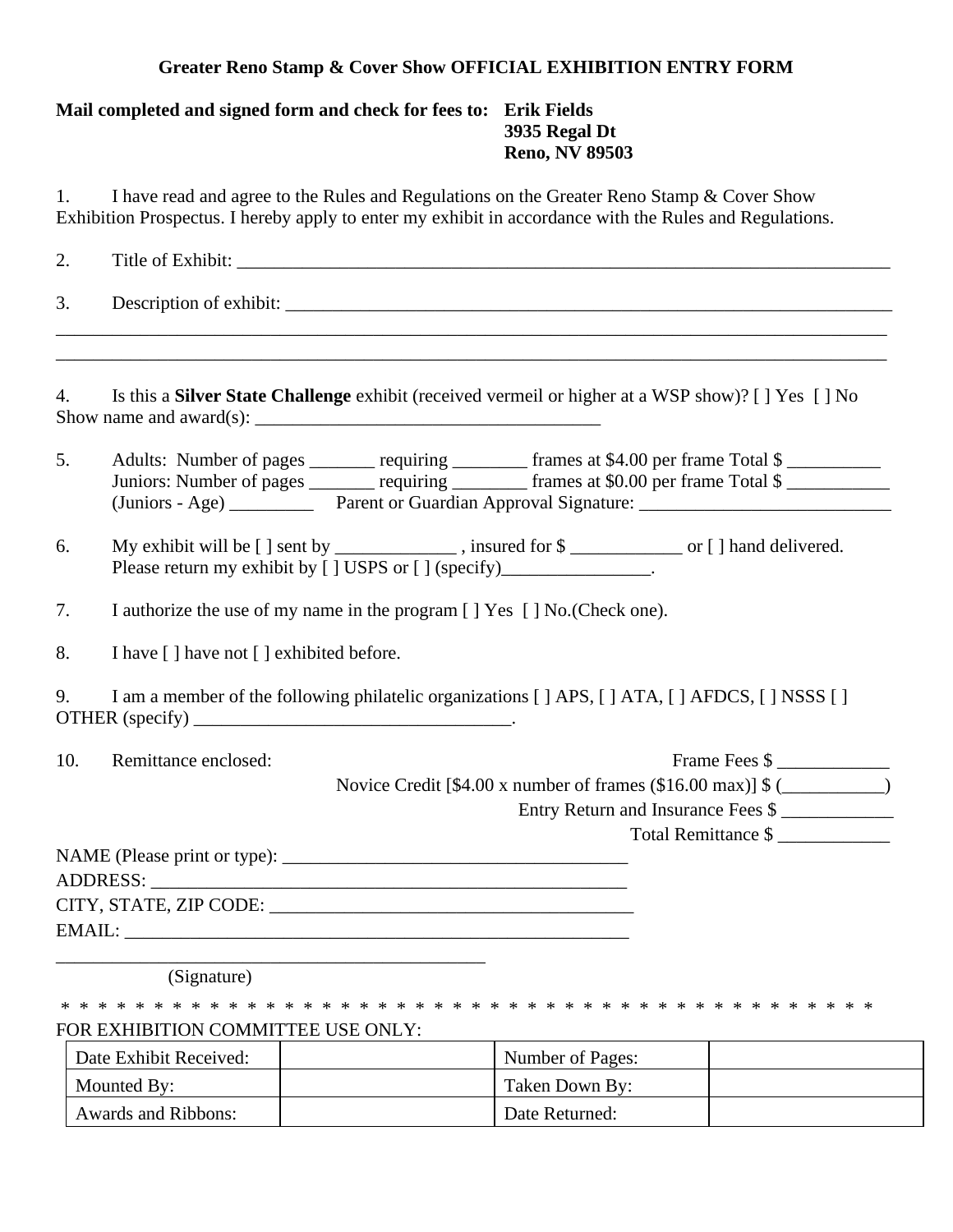**Greater Reno Stamp & Cover Show OFFICIAL EXHIBITION ENTRY FORM**

**Mail completed and signed form and check for fees to:** **Erik Fields**
**3935 Regal Dt**
**Reno, NV 89503**

1. I have read and agree to the Rules and Regulations on the Greater Reno Stamp & Cover Show Exhibition Prospectus. I hereby apply to enter my exhibit in accordance with the Rules and Regulations.

2. Title of Exhibit: ___________________________________________________________________________

3. Description of exhibit: ______________________________________________________________________
_______________________________________________________________________________________________
_______________________________________________________________________________________________

4. Is this a **Silver State Challenge** exhibit (received vermeil or higher at a WSP show)? [ ] Yes [ ] No
Show name and award(s): ______________________________________

5. Adults: Number of pages _______ requiring ________ frames at $4.00 per frame Total $ __________
Juniors: Number of pages _______ requiring ________ frames at $0.00 per frame Total $ ___________
(Juniors - Age) _________ Parent or Guardian Approval Signature: ___________________________

6. My exhibit will be [ ] sent by _____________ , insured for $ ____________ or [ ] hand delivered.
Please return my exhibit by [ ] USPS or [ ] (specify)________________.

7. I authorize the use of my name in the program [ ] Yes [ ] No.(Check one).

8. I have [ ] have not [ ] exhibited before.

9. I am a member of the following philatelic organizations [ ] APS, [ ] ATA, [ ] AFDCS, [ ] NSSS [ ] OTHER (specify) __________________________________.

10. Remittance enclosed:
Frame Fees $ ____________
Novice Credit [$4.00 x number of frames ($16.00 max)] $ (___________)
Entry Return and Insurance Fees $ ____________
Total Remittance $ ____________

NAME (Please print or type): ______________________________________
ADDRESS: ______________________________________________________
CITY, STATE, ZIP CODE: ________________________________________
EMAIL: ________________________________________________________

_____________________________________________
(Signature)

* * * * * * * * * * * * * * * * * * * * * * * * * * * * * * * * * * * * * * * * * * * * * * * * * * * * *

FOR EXHIBITION COMMITTEE USE ONLY:

| | | | |
|---|---|---|---|
| Date Exhibit Received: | | Number of Pages: | |
| Mounted By: | | Taken Down By: | |
| Awards and Ribbons: | | Date Returned: | |